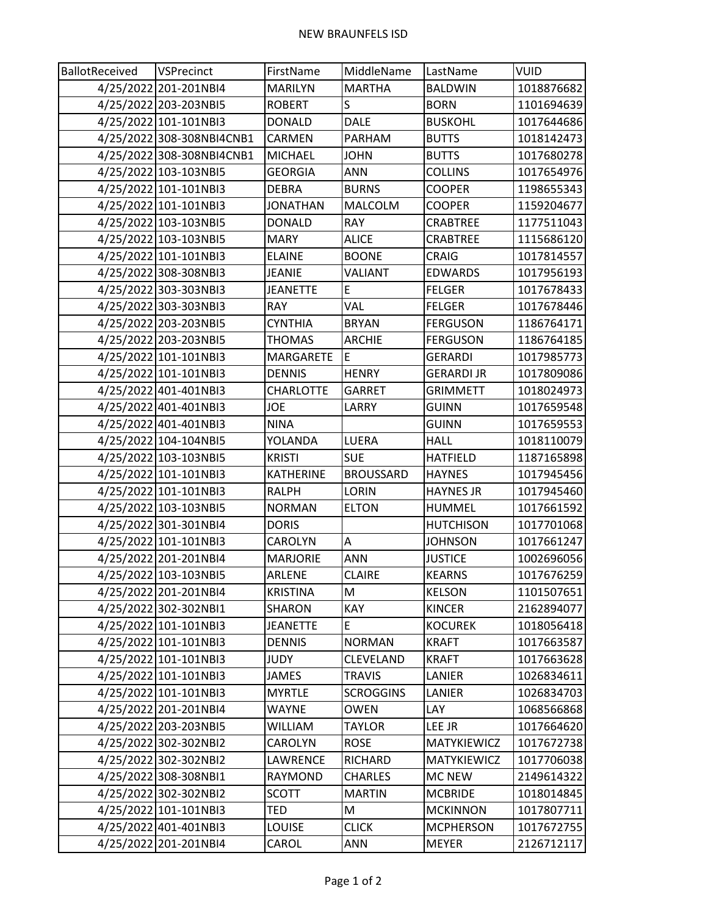NEW BRAUNFELS ISD

| BallotReceived | VSPrecinct | FirstName | MiddleName | LastName | VUID |
|---|---|---|---|---|---|
| 4/25/2022 | 201-201NBI4 | MARILYN | MARTHA | BALDWIN | 1018876682 |
| 4/25/2022 | 203-203NBI5 | ROBERT | S | BORN | 1101694639 |
| 4/25/2022 | 101-101NBI3 | DONALD | DALE | BUSKOHL | 1017644686 |
| 4/25/2022 | 308-308NBI4CNB1 | CARMEN | PARHAM | BUTTS | 1018142473 |
| 4/25/2022 | 308-308NBI4CNB1 | MICHAEL | JOHN | BUTTS | 1017680278 |
| 4/25/2022 | 103-103NBI5 | GEORGIA | ANN | COLLINS | 1017654976 |
| 4/25/2022 | 101-101NBI3 | DEBRA | BURNS | COOPER | 1198655343 |
| 4/25/2022 | 101-101NBI3 | JONATHAN | MALCOLM | COOPER | 1159204677 |
| 4/25/2022 | 103-103NBI5 | DONALD | RAY | CRABTREE | 1177511043 |
| 4/25/2022 | 103-103NBI5 | MARY | ALICE | CRABTREE | 1115686120 |
| 4/25/2022 | 101-101NBI3 | ELAINE | BOONE | CRAIG | 1017814557 |
| 4/25/2022 | 308-308NBI3 | JEANIE | VALIANT | EDWARDS | 1017956193 |
| 4/25/2022 | 303-303NBI3 | JEANETTE | E | FELGER | 1017678433 |
| 4/25/2022 | 303-303NBI3 | RAY | VAL | FELGER | 1017678446 |
| 4/25/2022 | 203-203NBI5 | CYNTHIA | BRYAN | FERGUSON | 1186764171 |
| 4/25/2022 | 203-203NBI5 | THOMAS | ARCHIE | FERGUSON | 1186764185 |
| 4/25/2022 | 101-101NBI3 | MARGARETE | E | GERARDI | 1017985773 |
| 4/25/2022 | 101-101NBI3 | DENNIS | HENRY | GERARDI JR | 1017809086 |
| 4/25/2022 | 401-401NBI3 | CHARLOTTE | GARRET | GRIMMETT | 1018024973 |
| 4/25/2022 | 401-401NBI3 | JOE | LARRY | GUINN | 1017659548 |
| 4/25/2022 | 401-401NBI3 | NINA | | GUINN | 1017659553 |
| 4/25/2022 | 104-104NBI5 | YOLANDA | LUERA | HALL | 1018110079 |
| 4/25/2022 | 103-103NBI5 | KRISTI | SUE | HATFIELD | 1187165898 |
| 4/25/2022 | 101-101NBI3 | KATHERINE | BROUSSARD | HAYNES | 1017945456 |
| 4/25/2022 | 101-101NBI3 | RALPH | LORIN | HAYNES JR | 1017945460 |
| 4/25/2022 | 103-103NBI5 | NORMAN | ELTON | HUMMEL | 1017661592 |
| 4/25/2022 | 301-301NBI4 | DORIS | | HUTCHISON | 1017701068 |
| 4/25/2022 | 101-101NBI3 | CAROLYN | A | JOHNSON | 1017661247 |
| 4/25/2022 | 201-201NBI4 | MARJORIE | ANN | JUSTICE | 1002696056 |
| 4/25/2022 | 103-103NBI5 | ARLENE | CLAIRE | KEARNS | 1017676259 |
| 4/25/2022 | 201-201NBI4 | KRISTINA | M | KELSON | 1101507651 |
| 4/25/2022 | 302-302NBI1 | SHARON | KAY | KINCER | 2162894077 |
| 4/25/2022 | 101-101NBI3 | JEANETTE | E | KOCUREK | 1018056418 |
| 4/25/2022 | 101-101NBI3 | DENNIS | NORMAN | KRAFT | 1017663587 |
| 4/25/2022 | 101-101NBI3 | JUDY | CLEVELAND | KRAFT | 1017663628 |
| 4/25/2022 | 101-101NBI3 | JAMES | TRAVIS | LANIER | 1026834611 |
| 4/25/2022 | 101-101NBI3 | MYRTLE | SCROGGINS | LANIER | 1026834703 |
| 4/25/2022 | 201-201NBI4 | WAYNE | OWEN | LAY | 1068566868 |
| 4/25/2022 | 203-203NBI5 | WILLIAM | TAYLOR | LEE JR | 1017664620 |
| 4/25/2022 | 302-302NBI2 | CAROLYN | ROSE | MATYKIEWICZ | 1017672738 |
| 4/25/2022 | 302-302NBI2 | LAWRENCE | RICHARD | MATYKIEWICZ | 1017706038 |
| 4/25/2022 | 308-308NBI1 | RAYMOND | CHARLES | MC NEW | 2149614322 |
| 4/25/2022 | 302-302NBI2 | SCOTT | MARTIN | MCBRIDE | 1018014845 |
| 4/25/2022 | 101-101NBI3 | TED | M | MCKINNON | 1017807711 |
| 4/25/2022 | 401-401NBI3 | LOUISE | CLICK | MCPHERSON | 1017672755 |
| 4/25/2022 | 201-201NBI4 | CAROL | ANN | MEYER | 2126712117 |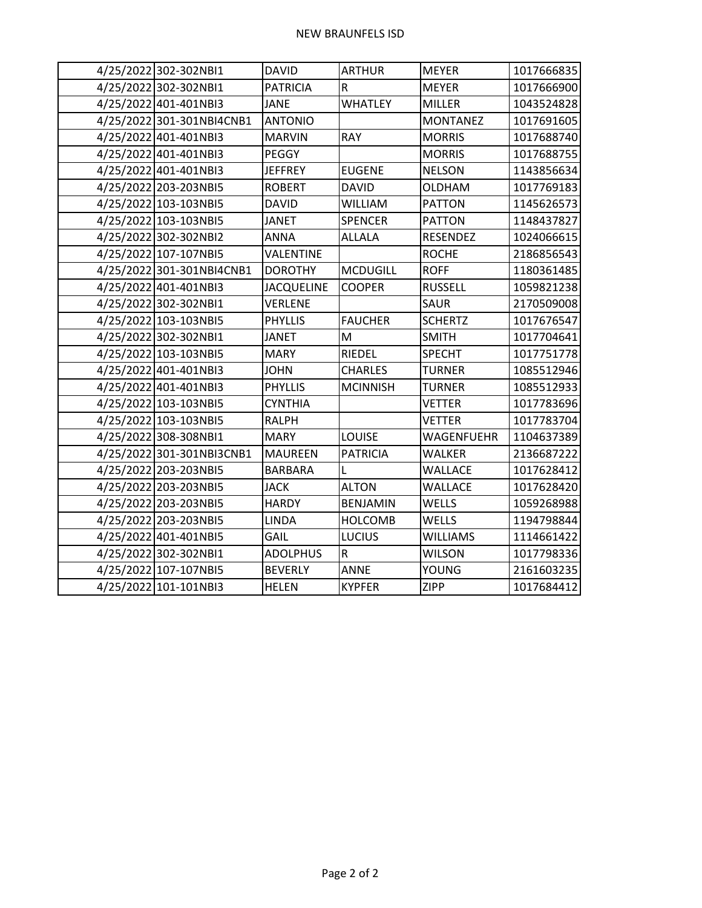| | | | | | |
|---|---|---|---|---|---|
| 4/25/2022 | 302-302NBI1 | DAVID | ARTHUR | MEYER | 1017666835 |
| 4/25/2022 | 302-302NBI1 | PATRICIA | R | MEYER | 1017666900 |
| 4/25/2022 | 401-401NBI3 | JANE | WHATLEY | MILLER | 1043524828 |
| 4/25/2022 | 301-301NBI4CNB1 | ANTONIO | | MONTANEZ | 1017691605 |
| 4/25/2022 | 401-401NBI3 | MARVIN | RAY | MORRIS | 1017688740 |
| 4/25/2022 | 401-401NBI3 | PEGGY | | MORRIS | 1017688755 |
| 4/25/2022 | 401-401NBI3 | JEFFREY | EUGENE | NELSON | 1143856634 |
| 4/25/2022 | 203-203NBI5 | ROBERT | DAVID | OLDHAM | 1017769183 |
| 4/25/2022 | 103-103NBI5 | DAVID | WILLIAM | PATTON | 1145626573 |
| 4/25/2022 | 103-103NBI5 | JANET | SPENCER | PATTON | 1148437827 |
| 4/25/2022 | 302-302NBI2 | ANNA | ALLALA | RESENDEZ | 1024066615 |
| 4/25/2022 | 107-107NBI5 | VALENTINE | | ROCHE | 2186856543 |
| 4/25/2022 | 301-301NBI4CNB1 | DOROTHY | MCDUGILL | ROFF | 1180361485 |
| 4/25/2022 | 401-401NBI3 | JACQUELINE | COOPER | RUSSELL | 1059821238 |
| 4/25/2022 | 302-302NBI1 | VERLENE | | SAUR | 2170509008 |
| 4/25/2022 | 103-103NBI5 | PHYLLIS | FAUCHER | SCHERTZ | 1017676547 |
| 4/25/2022 | 302-302NBI1 | JANET | M | SMITH | 1017704641 |
| 4/25/2022 | 103-103NBI5 | MARY | RIEDEL | SPECHT | 1017751778 |
| 4/25/2022 | 401-401NBI3 | JOHN | CHARLES | TURNER | 1085512946 |
| 4/25/2022 | 401-401NBI3 | PHYLLIS | MCINNISH | TURNER | 1085512933 |
| 4/25/2022 | 103-103NBI5 | CYNTHIA | | VETTER | 1017783696 |
| 4/25/2022 | 103-103NBI5 | RALPH | | VETTER | 1017783704 |
| 4/25/2022 | 308-308NBI1 | MARY | LOUISE | WAGENFUEHR | 1104637389 |
| 4/25/2022 | 301-301NBI3CNB1 | MAUREEN | PATRICIA | WALKER | 2136687222 |
| 4/25/2022 | 203-203NBI5 | BARBARA | L | WALLACE | 1017628412 |
| 4/25/2022 | 203-203NBI5 | JACK | ALTON | WALLACE | 1017628420 |
| 4/25/2022 | 203-203NBI5 | HARDY | BENJAMIN | WELLS | 1059268988 |
| 4/25/2022 | 203-203NBI5 | LINDA | HOLCOMB | WELLS | 1194798844 |
| 4/25/2022 | 401-401NBI5 | GAIL | LUCIUS | WILLIAMS | 1114661422 |
| 4/25/2022 | 302-302NBI1 | ADOLPHUS | R | WILSON | 1017798336 |
| 4/25/2022 | 107-107NBI5 | BEVERLY | ANNE | YOUNG | 2161603235 |
| 4/25/2022 | 101-101NBI3 | HELEN | KYPFER | ZIPP | 1017684412 |